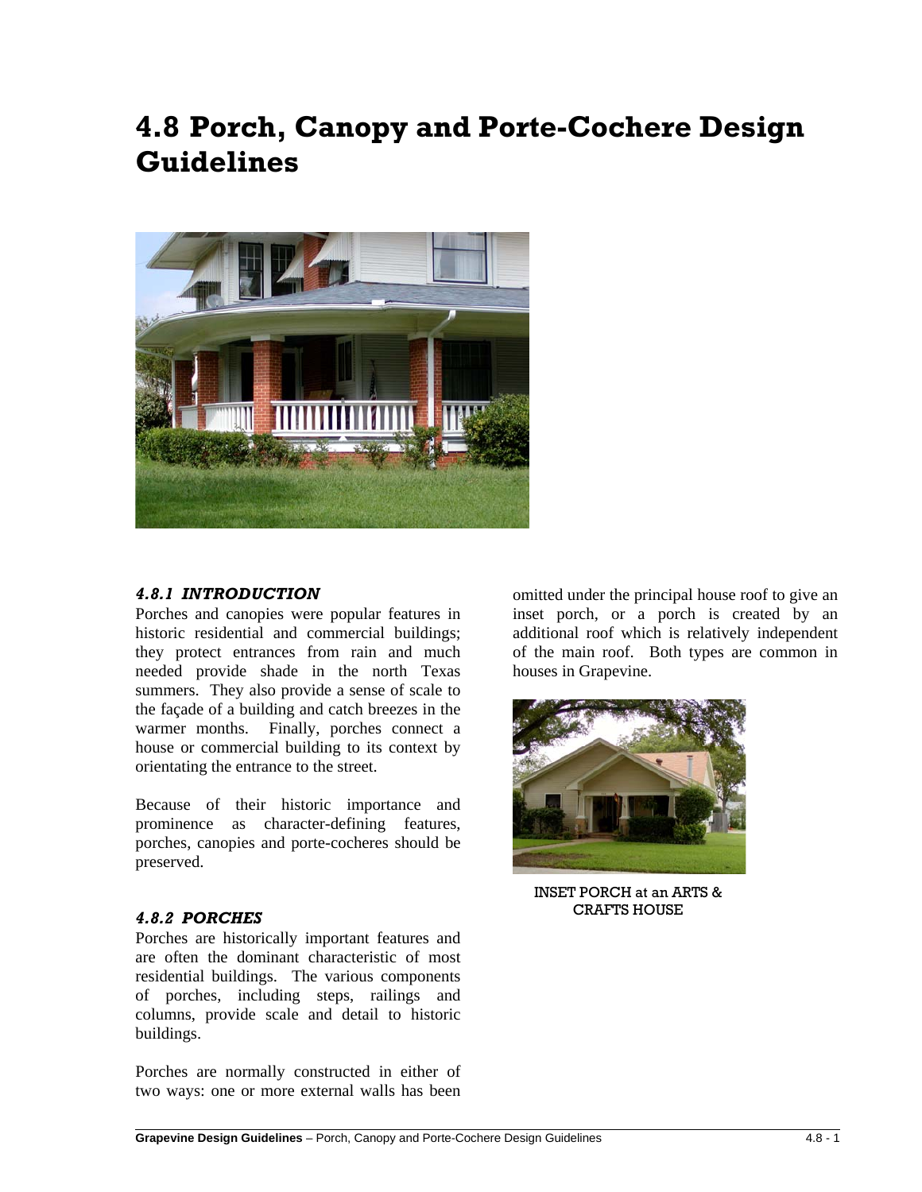# 4.8 Porch, Canopy and Porte-Cochere Design Guidelines

### *4.8.1 INTRODUCTION*

Porches and canopies were popular features in historic residential and commercial buildings; they protect entrances from rain and much needed provide shade in the north Texas summers. They also provide a sense of scale to the façade of a building and catch breezes in the warmer months. Finally, porches connect a house or commercial building to its context by orientating the entrance to the street.

Because of their historic importance and prominence as character-defining features, porches, canopies and porte-cocheres should be preserved.

### *4.8.2 PORCHES*

Porches are historically important features and are often the dominant characteristic of most residential buildings. The various components of porches, including steps, railings and columns, provide scale and detail to historic buildings.

Porches are normally constructed in either of two ways: one or more external walls has been omitted under the principal house roof to give an inset porch, or a porch is created by an additional roof which is relatively independent of the main roof. Both types are common in houses in Grapevine.

INSET PORCH at an ARTS & CRAFTS HOUSE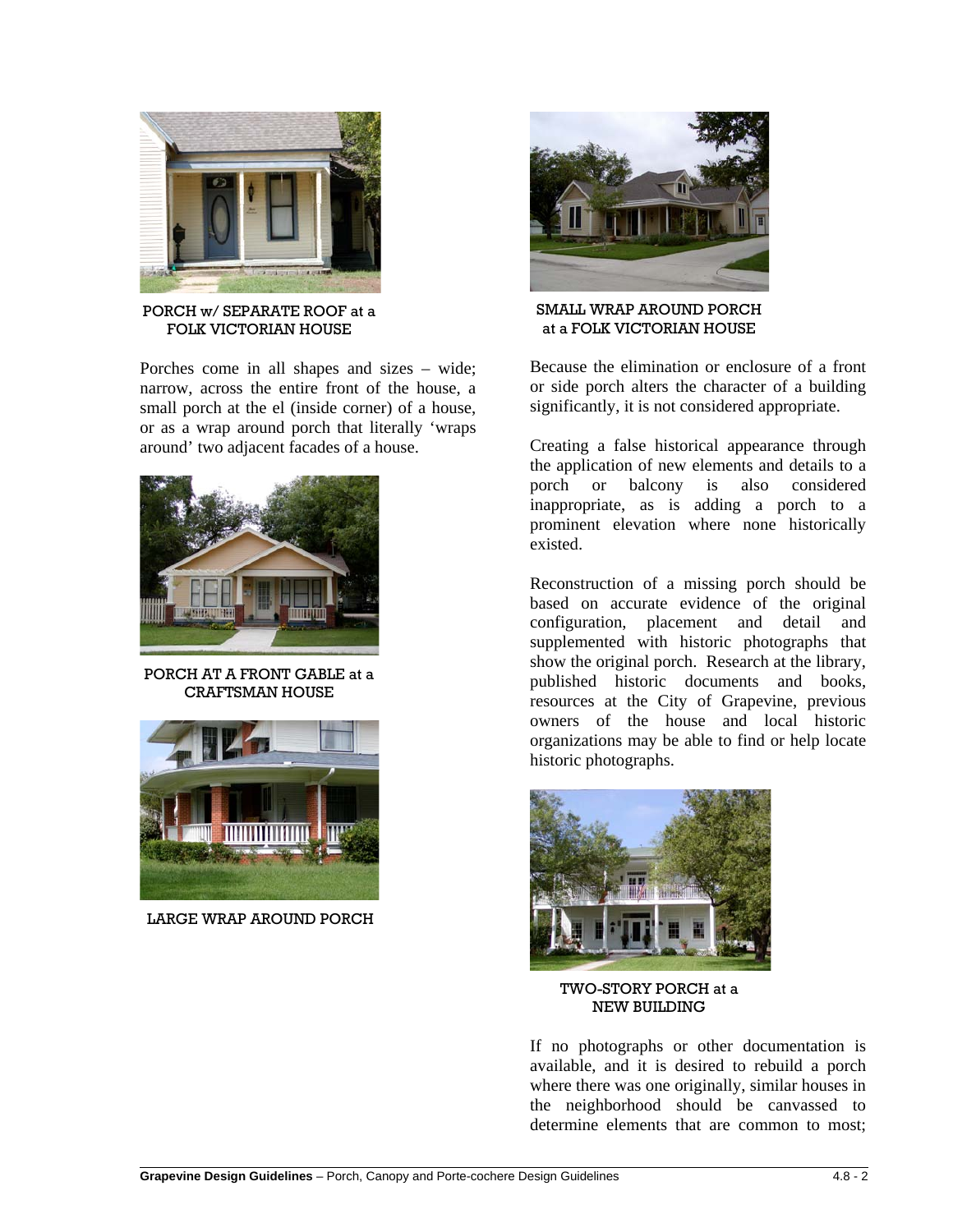PORCH w/ SEPARATE ROOF at a FOLK VICTORIAN HOUSE

Porches come in all shapes and sizes – wide; narrow, across the entire front of the house, a small porch at the el (inside corner) of a house, or as a wrap around porch that literally 'wraps around' two adjacent facades of a house.

PORCH AT A FRONT GABLE at a CRAFTSMAN HOUSE

LARGE WRAP AROUND PORCH

SMALL WRAP AROUND PORCH at a FOLK VICTORIAN HOUSE

Because the elimination or enclosure of a front or side porch alters the character of a building significantly, it is not considered appropriate.

Creating a false historical appearance through the application of new elements and details to a porch or balcony is also considered inappropriate, as is adding a porch to a prominent elevation where none historically existed.

Reconstruction of a missing porch should be based on accurate evidence of the original configuration, placement and detail and supplemented with historic photographs that show the original porch. Research at the library, published historic documents and books, resources at the City of Grapevine, previous owners of the house and local historic organizations may be able to find or help locate historic photographs.

TWO-STORY PORCH at a NEW BUILDING

If no photographs or other documentation is available, and it is desired to rebuild a porch where there was one originally, similar houses in the neighborhood should be canvassed to determine elements that are common to most;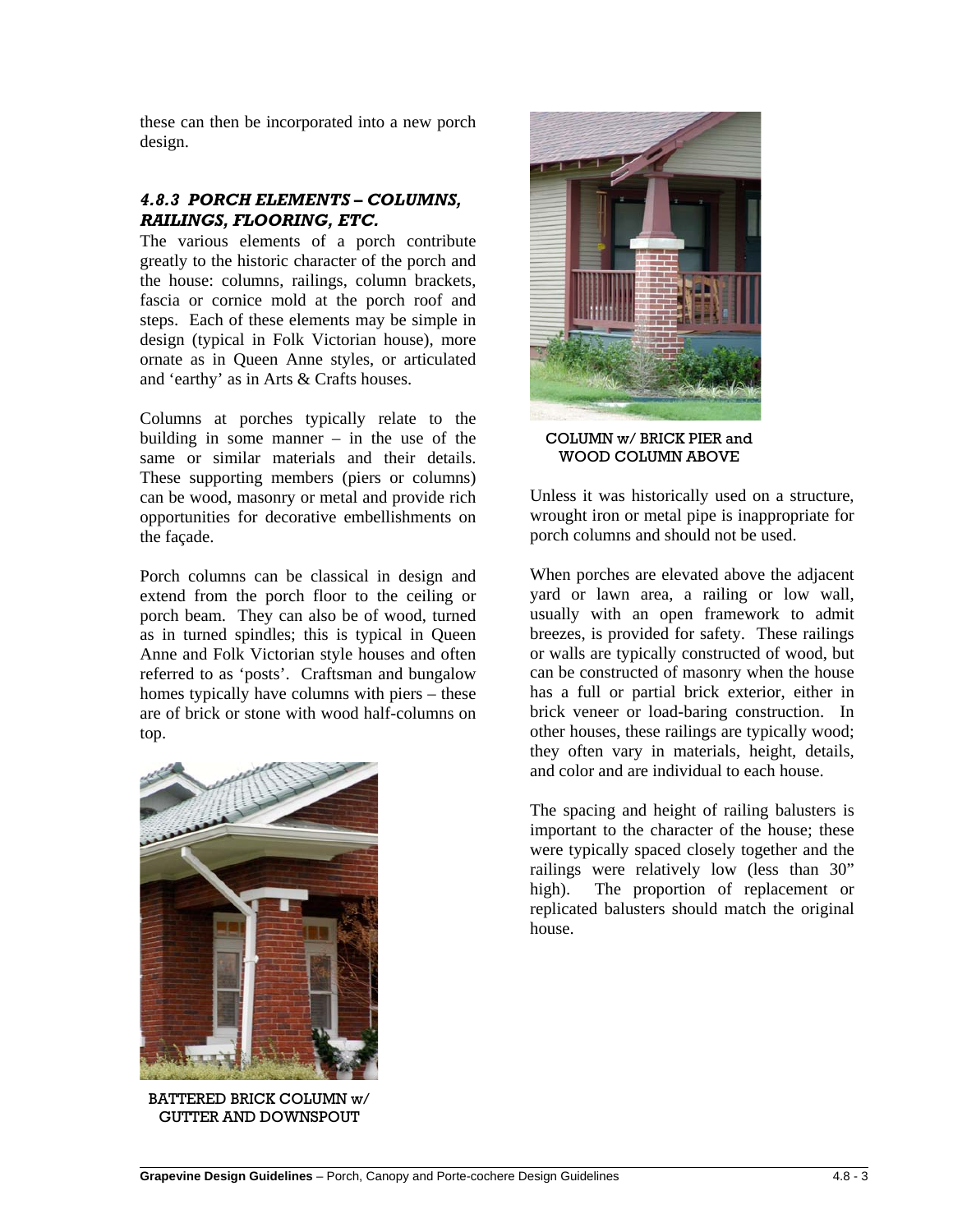these can then be incorporated into a new porch design.

### *4.8.3 PORCH ELEMENTS – COLUMNS, RAILINGS, FLOORING, ETC.*

The various elements of a porch contribute greatly to the historic character of the porch and the house: columns, railings, column brackets, fascia or cornice mold at the porch roof and steps. Each of these elements may be simple in design (typical in Folk Victorian house), more ornate as in Queen Anne styles, or articulated and 'earthy' as in Arts & Crafts houses.

Columns at porches typically relate to the building in some manner – in the use of the same or similar materials and their details. These supporting members (piers or columns) can be wood, masonry or metal and provide rich opportunities for decorative embellishments on the façade.

Porch columns can be classical in design and extend from the porch floor to the ceiling or porch beam. They can also be of wood, turned as in turned spindles; this is typical in Queen Anne and Folk Victorian style houses and often referred to as 'posts'. Craftsman and bungalow homes typically have columns with piers – these are of brick or stone with wood half-columns on top.

BATTERED BRICK COLUMN w/ GUTTER AND DOWNSPOUT

COLUMN w/ BRICK PIER and WOOD COLUMN ABOVE

Unless it was historically used on a structure, wrought iron or metal pipe is inappropriate for porch columns and should not be used.

When porches are elevated above the adjacent yard or lawn area, a railing or low wall, usually with an open framework to admit breezes, is provided for safety. These railings or walls are typically constructed of wood, but can be constructed of masonry when the house has a full or partial brick exterior, either in brick veneer or load-baring construction. In other houses, these railings are typically wood; they often vary in materials, height, details, and color and are individual to each house.

The spacing and height of railing balusters is important to the character of the house; these were typically spaced closely together and the railings were relatively low (less than 30" high). The proportion of replacement or replicated balusters should match the original house.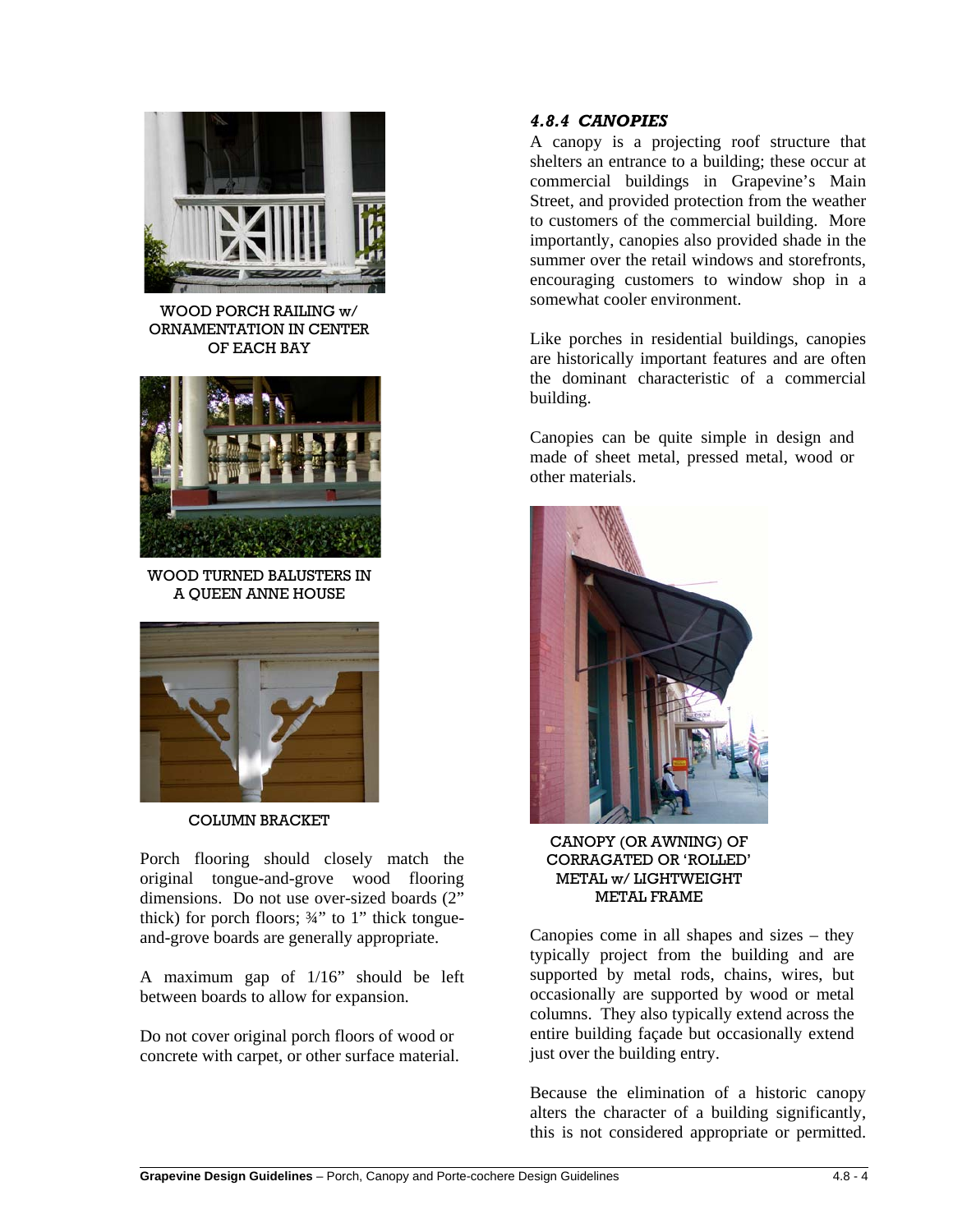WOOD PORCH RAILING w/ ORNAMENTATION IN CENTER OF EACH BAY

WOOD TURNED BALUSTERS IN A QUEEN ANNE HOUSE

COLUMN BRACKET

Porch flooring should closely match the original tongue-and-grove wood flooring dimensions. Do not use over-sized boards (2" thick) for porch floors; ¾" to 1" thick tongue-and-grove boards are generally appropriate.

A maximum gap of 1/16" should be left between boards to allow for expansion.

Do not cover original porch floors of wood or concrete with carpet, or other surface material.

### *4.8.4 CANOPIES*

A canopy is a projecting roof structure that shelters an entrance to a building; these occur at commercial buildings in Grapevine's Main Street, and provided protection from the weather to customers of the commercial building. More importantly, canopies also provided shade in the summer over the retail windows and storefronts, encouraging customers to window shop in a somewhat cooler environment.

Like porches in residential buildings, canopies are historically important features and are often the dominant characteristic of a commercial building.

Canopies can be quite simple in design and made of sheet metal, pressed metal, wood or other materials.

CANOPY (OR AWNING) OF CORRAGATED OR 'ROLLED' METAL w/ LIGHTWEIGHT METAL FRAME

Canopies come in all shapes and sizes – they typically project from the building and are supported by metal rods, chains, wires, but occasionally are supported by wood or metal columns. They also typically extend across the entire building façade but occasionally extend just over the building entry.

Because the elimination of a historic canopy alters the character of a building significantly, this is not considered appropriate or permitted.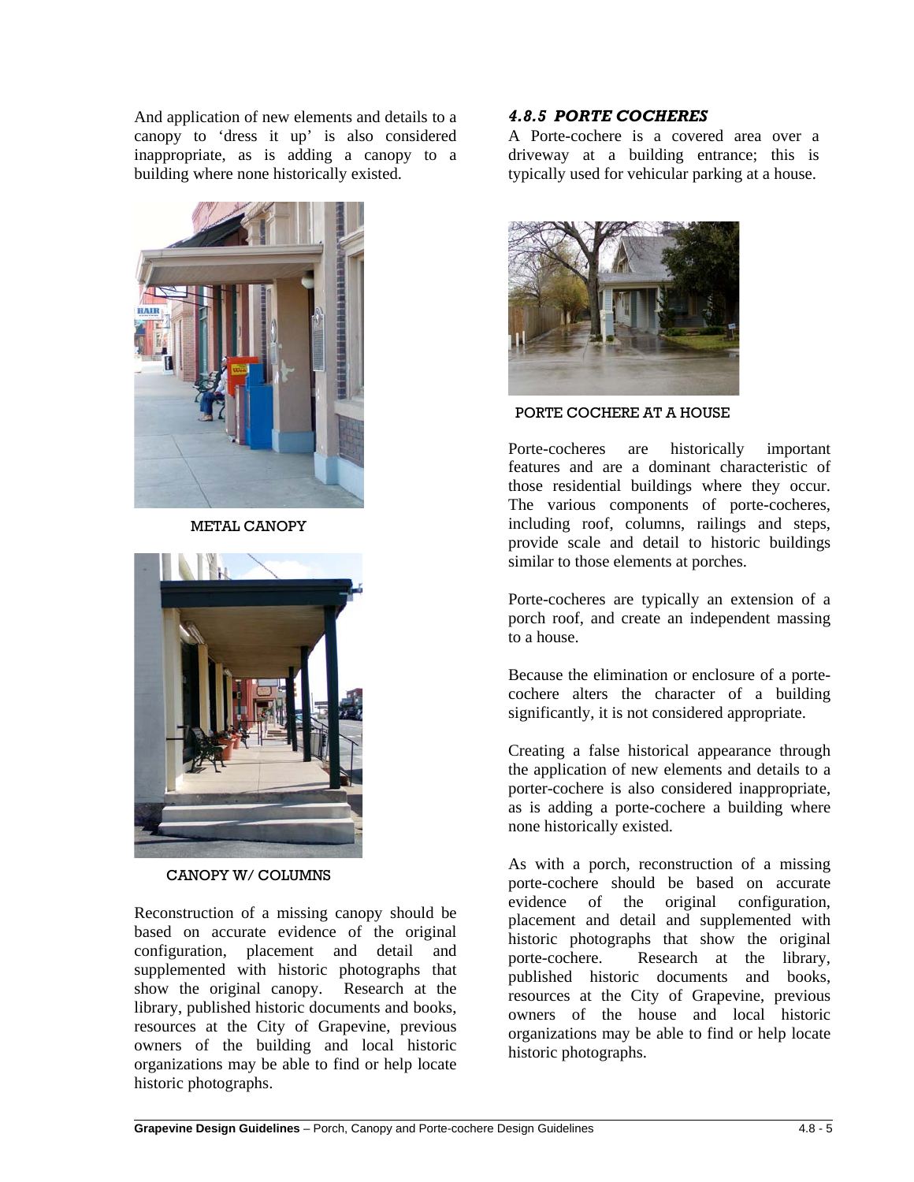And application of new elements and details to a canopy to 'dress it up' is also considered inappropriate, as is adding a canopy to a building where none historically existed.

METAL CANOPY

CANOPY W/ COLUMNS

Reconstruction of a missing canopy should be based on accurate evidence of the original configuration, placement and detail and supplemented with historic photographs that show the original canopy. Research at the library, published historic documents and books, resources at the City of Grapevine, previous owners of the building and local historic organizations may be able to find or help locate historic photographs.

### *4.8.5 PORTE COCHERES*

A Porte-cochere is a covered area over a driveway at a building entrance; this is typically used for vehicular parking at a house.

PORTE COCHERE AT A HOUSE

Porte-cocheres are historically important features and are a dominant characteristic of those residential buildings where they occur. The various components of porte-cocheres, including roof, columns, railings and steps, provide scale and detail to historic buildings similar to those elements at porches.

Porte-cocheres are typically an extension of a porch roof, and create an independent massing to a house.

Because the elimination or enclosure of a porte-cochere alters the character of a building significantly, it is not considered appropriate.

Creating a false historical appearance through the application of new elements and details to a porter-cochere is also considered inappropriate, as is adding a porte-cochere a building where none historically existed.

As with a porch, reconstruction of a missing porte-cochere should be based on accurate evidence of the original configuration, placement and detail and supplemented with historic photographs that show the original porte-cochere. Research at the library, published historic documents and books, resources at the City of Grapevine, previous owners of the house and local historic organizations may be able to find or help locate historic photographs.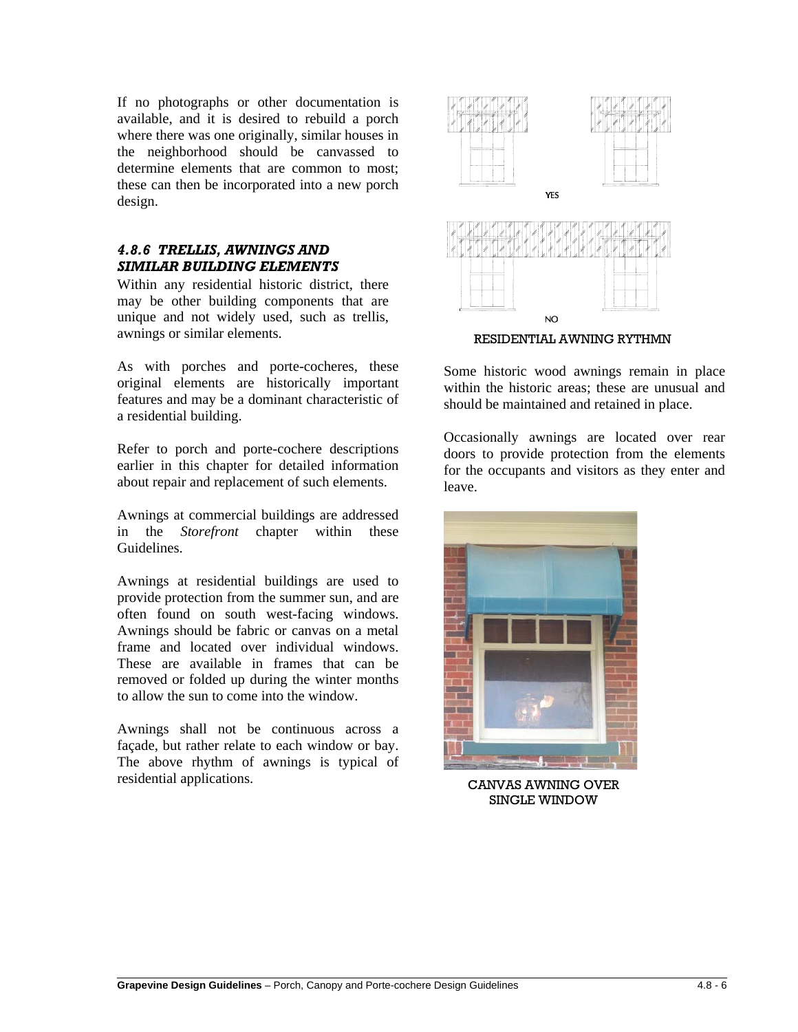If no photographs or other documentation is available, and it is desired to rebuild a porch where there was one originally, similar houses in the neighborhood should be canvassed to determine elements that are common to most; these can then be incorporated into a new porch design.

### *4.8.6 TRELLIS, AWNINGS AND SIMILAR BUILDING ELEMENTS*

Within any residential historic district, there may be other building components that are unique and not widely used, such as trellis, awnings or similar elements.

As with porches and porte-cocheres, these original elements are historically important features and may be a dominant characteristic of a residential building.

Refer to porch and porte-cochere descriptions earlier in this chapter for detailed information about repair and replacement of such elements.

Awnings at commercial buildings are addressed in the *Storefront* chapter within these Guidelines.

Awnings at residential buildings are used to provide protection from the summer sun, and are often found on south west-facing windows. Awnings should be fabric or canvas on a metal frame and located over individual windows. These are available in frames that can be removed or folded up during the winter months to allow the sun to come into the window.

Awnings shall not be continuous across a façade, but rather relate to each window or bay. The above rhythm of awnings is typical of residential applications.

YES

NO

RESIDENTIAL AWNING RYTHMN

Some historic wood awnings remain in place within the historic areas; these are unusual and should be maintained and retained in place.

Occasionally awnings are located over rear doors to provide protection from the elements for the occupants and visitors as they enter and leave.

CANVAS AWNING OVER SINGLE WINDOW